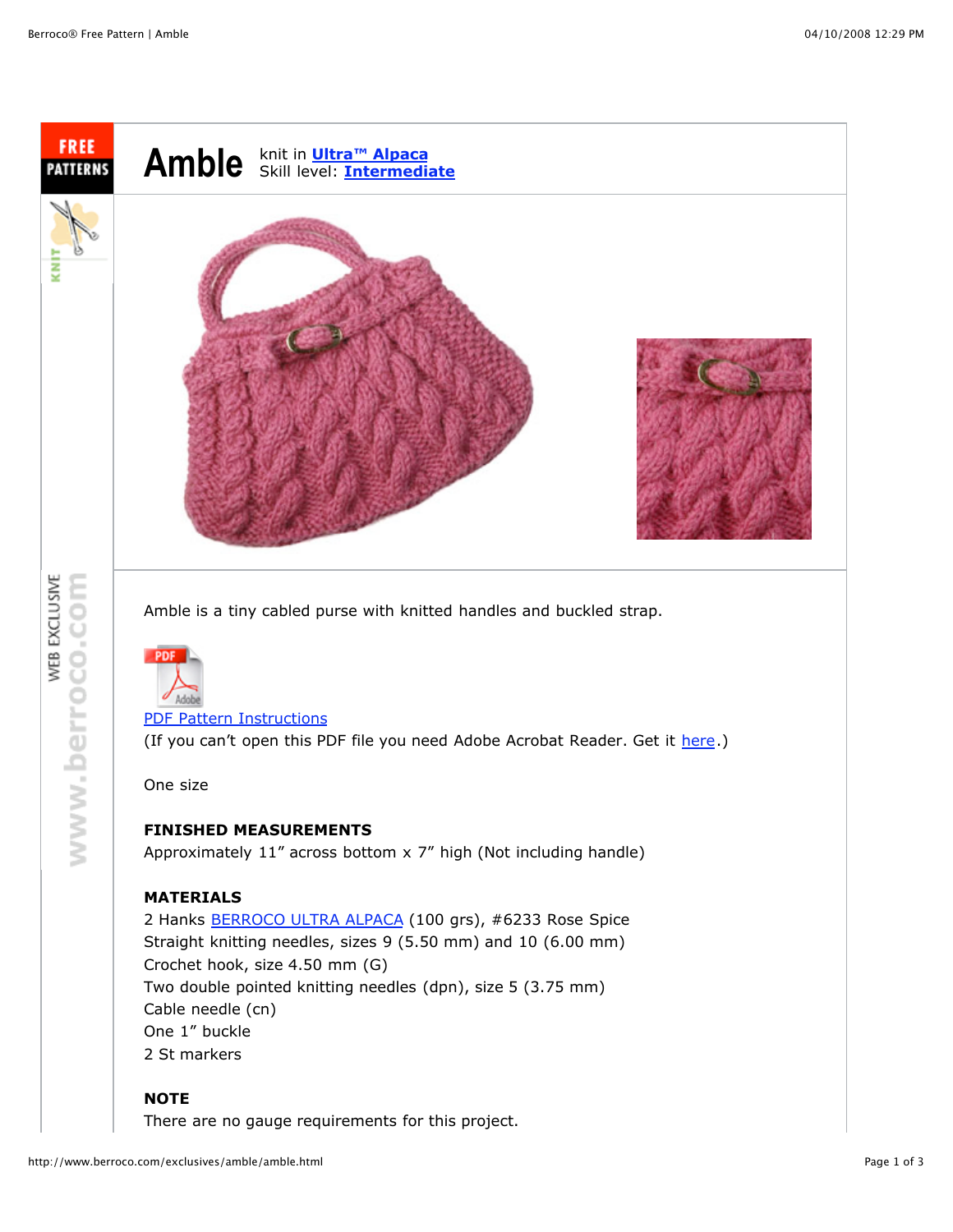# Amble

knit in **Ultra™ Alpaca**
Skill level: **Intermediate**

Amble is a tiny cabled purse with knitted handles and buckled strap.

PDF Pattern Instructions
(If you can't open this PDF file you need Adobe Acrobat Reader. Get it here.)

One size

**FINISHED MEASUREMENTS**
Approximately 11" across bottom x 7" high (Not including handle)

**MATERIALS**
2 Hanks BERROCO ULTRA ALPACA (100 grs), #6233 Rose Spice
Straight knitting needles, sizes 9 (5.50 mm) and 10 (6.00 mm)
Crochet hook, size 4.50 mm (G)
Two double pointed knitting needles (dpn), size 5 (3.75 mm)
Cable needle (cn)
One 1" buckle
2 St markers

**NOTE**
There are no gauge requirements for this project.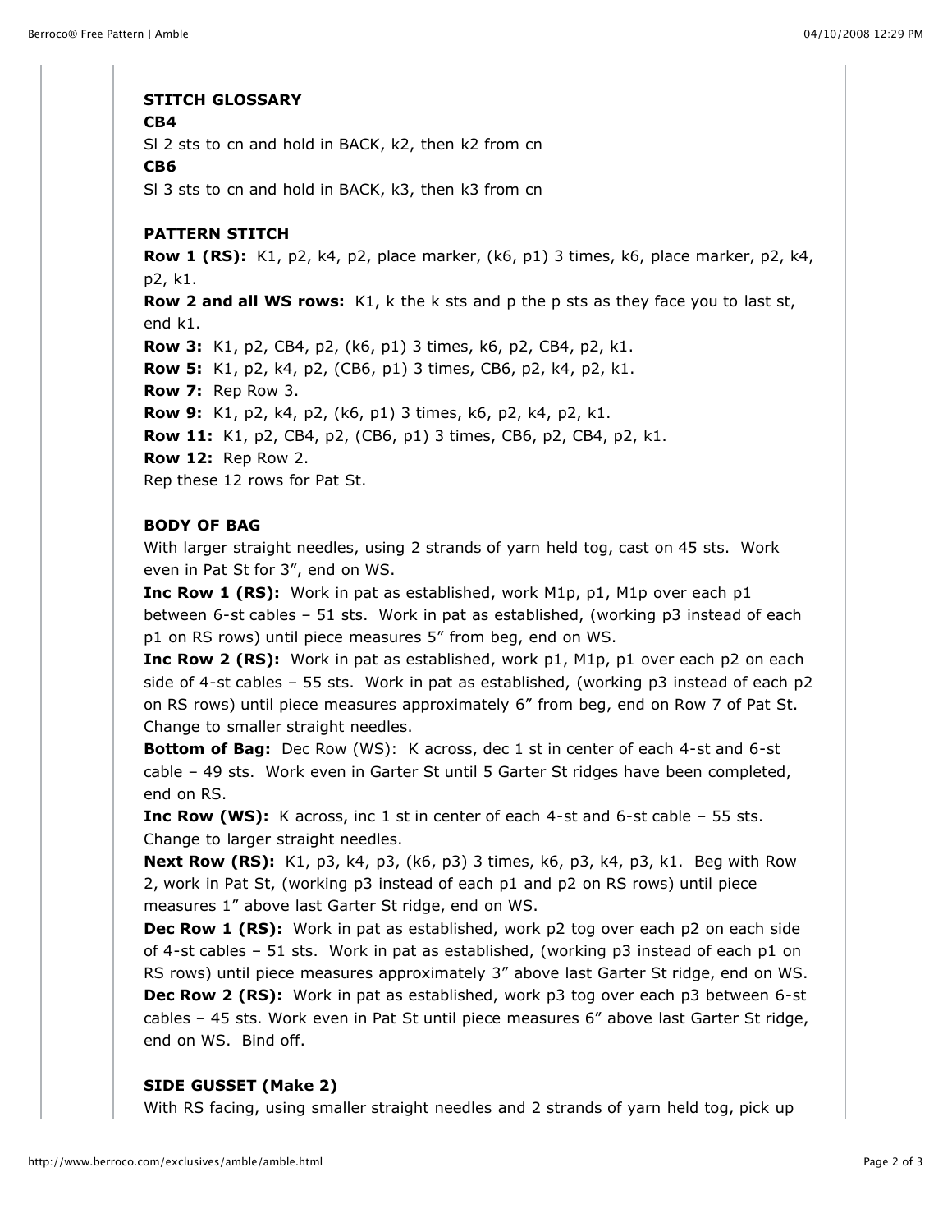**STITCH GLOSSARY**

**CB4**

Sl 2 sts to cn and hold in BACK, k2, then k2 from cn

**CB6**

Sl 3 sts to cn and hold in BACK, k3, then k3 from cn

**PATTERN STITCH**

**Row 1 (RS):** K1, p2, k4, p2, place marker, (k6, p1) 3 times, k6, place marker, p2, k4, p2, k1.

**Row 2 and all WS rows:** K1, k the k sts and p the p sts as they face you to last st, end k1.

**Row 3:** K1, p2, CB4, p2, (k6, p1) 3 times, k6, p2, CB4, p2, k1.

**Row 5:** K1, p2, k4, p2, (CB6, p1) 3 times, CB6, p2, k4, p2, k1.

**Row 7:** Rep Row 3.

**Row 9:** K1, p2, k4, p2, (k6, p1) 3 times, k6, p2, k4, p2, k1.

**Row 11:** K1, p2, CB4, p2, (CB6, p1) 3 times, CB6, p2, CB4, p2, k1.

**Row 12:** Rep Row 2.

Rep these 12 rows for Pat St.

**BODY OF BAG**

With larger straight needles, using 2 strands of yarn held tog, cast on 45 sts. Work even in Pat St for 3", end on WS.

**Inc Row 1 (RS):** Work in pat as established, work M1p, p1, M1p over each p1 between 6-st cables – 51 sts. Work in pat as established, (working p3 instead of each p1 on RS rows) until piece measures 5" from beg, end on WS.

**Inc Row 2 (RS):** Work in pat as established, work p1, M1p, p1 over each p2 on each side of 4-st cables – 55 sts. Work in pat as established, (working p3 instead of each p2 on RS rows) until piece measures approximately 6" from beg, end on Row 7 of Pat St. Change to smaller straight needles.

**Bottom of Bag:** Dec Row (WS): K across, dec 1 st in center of each 4-st and 6-st cable – 49 sts. Work even in Garter St until 5 Garter St ridges have been completed, end on RS.

**Inc Row (WS):** K across, inc 1 st in center of each 4-st and 6-st cable – 55 sts. Change to larger straight needles.

**Next Row (RS):** K1, p3, k4, p3, (k6, p3) 3 times, k6, p3, k4, p3, k1. Beg with Row 2, work in Pat St, (working p3 instead of each p1 and p2 on RS rows) until piece measures 1" above last Garter St ridge, end on WS.

**Dec Row 1 (RS):** Work in pat as established, work p2 tog over each p2 on each side of 4-st cables – 51 sts. Work in pat as established, (working p3 instead of each p1 on RS rows) until piece measures approximately 3" above last Garter St ridge, end on WS.

**Dec Row 2 (RS):** Work in pat as established, work p3 tog over each p3 between 6-st cables – 45 sts. Work even in Pat St until piece measures 6" above last Garter St ridge, end on WS. Bind off.

**SIDE GUSSET (Make 2)**

With RS facing, using smaller straight needles and 2 strands of yarn held tog, pick up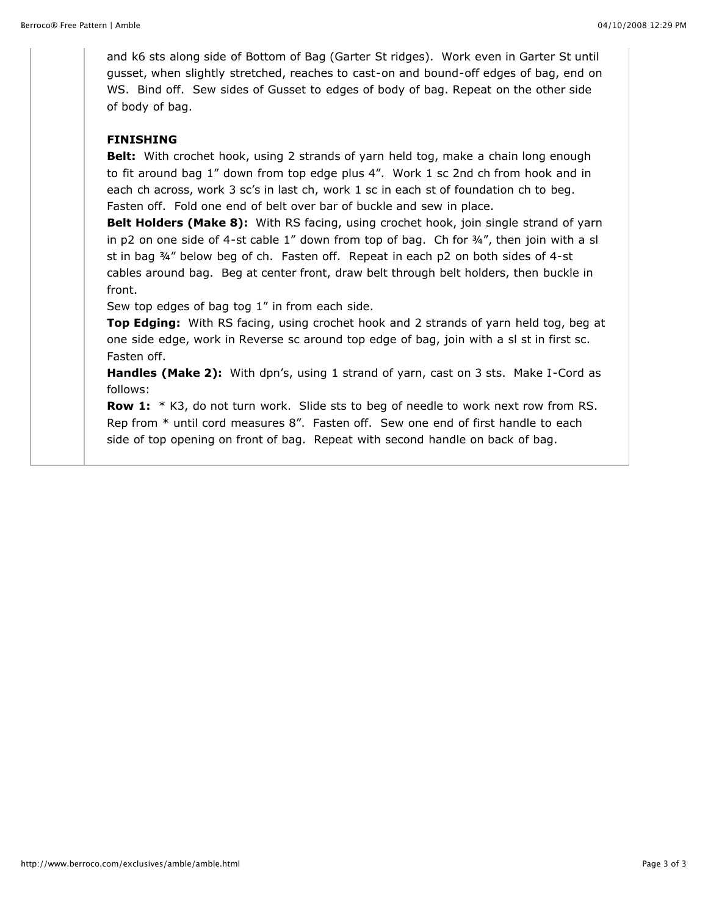and k6 sts along side of Bottom of Bag (Garter St ridges). Work even in Garter St until gusset, when slightly stretched, reaches to cast-on and bound-off edges of bag, end on WS. Bind off. Sew sides of Gusset to edges of body of bag. Repeat on the other side of body of bag.

**FINISHING**

**Belt:** With crochet hook, using 2 strands of yarn held tog, make a chain long enough to fit around bag 1" down from top edge plus 4". Work 1 sc 2nd ch from hook and in each ch across, work 3 sc's in last ch, work 1 sc in each st of foundation ch to beg. Fasten off. Fold one end of belt over bar of buckle and sew in place.

**Belt Holders (Make 8):** With RS facing, using crochet hook, join single strand of yarn in p2 on one side of 4-st cable 1" down from top of bag. Ch for ¾", then join with a sl st in bag ¾" below beg of ch. Fasten off. Repeat in each p2 on both sides of 4-st cables around bag. Beg at center front, draw belt through belt holders, then buckle in front.

Sew top edges of bag tog 1" in from each side.

**Top Edging:** With RS facing, using crochet hook and 2 strands of yarn held tog, beg at one side edge, work in Reverse sc around top edge of bag, join with a sl st in first sc. Fasten off.

**Handles (Make 2):** With dpn's, using 1 strand of yarn, cast on 3 sts. Make I-Cord as follows:

**Row 1:** * K3, do not turn work. Slide sts to beg of needle to work next row from RS. Rep from * until cord measures 8". Fasten off. Sew one end of first handle to each side of top opening on front of bag. Repeat with second handle on back of bag.